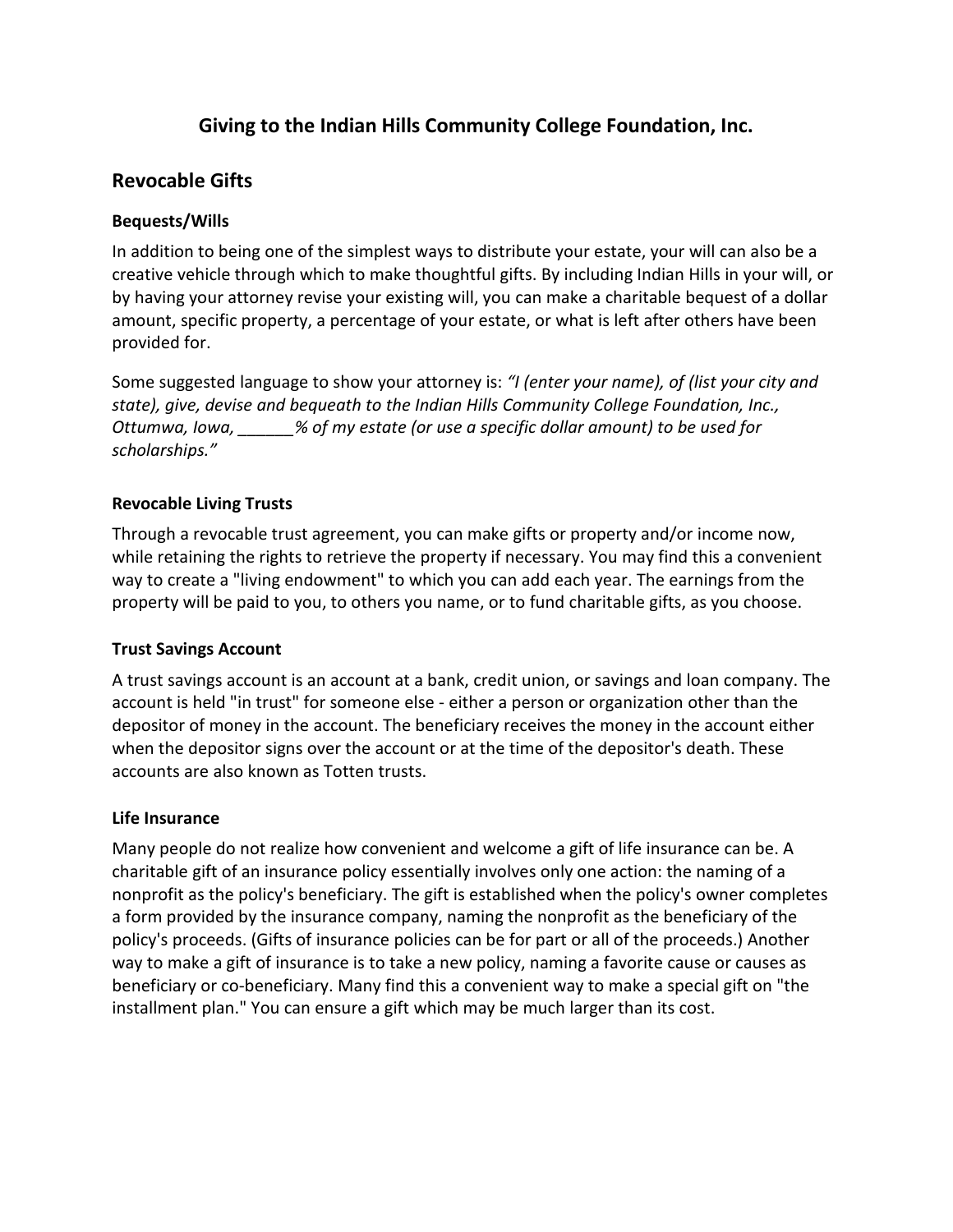# Giving to the Indian Hills Community College Foundation, Inc.

## Revocable Gifts

### Bequests/Wills

In addition to being one of the simplest ways to distribute your estate, your will can also be a creative vehicle through which to make thoughtful gifts. By including Indian Hills in your will, or by having your attorney revise your existing will, you can make a charitable bequest of a dollar amount, specific property, a percentage of your estate, or what is left after others have been provided for.

Some suggested language to show your attorney is: *"I (enter your name), of (list your city and state), give, devise and bequeath to the Indian Hills Community College Foundation, Inc., Ottumwa, Iowa, ______% of my estate (or use a specific dollar amount) to be used for scholarships."*

### Revocable Living Trusts

Through a revocable trust agreement, you can make gifts or property and/or income now, while retaining the rights to retrieve the property if necessary. You may find this a convenient way to create a "living endowment" to which you can add each year. The earnings from the property will be paid to you, to others you name, or to fund charitable gifts, as you choose.

### Trust Savings Account

A trust savings account is an account at a bank, credit union, or savings and loan company. The account is held "in trust" for someone else - either a person or organization other than the depositor of money in the account. The beneficiary receives the money in the account either when the depositor signs over the account or at the time of the depositor's death. These accounts are also known as Totten trusts.

### Life Insurance

Many people do not realize how convenient and welcome a gift of life insurance can be. A charitable gift of an insurance policy essentially involves only one action: the naming of a nonprofit as the policy's beneficiary. The gift is established when the policy's owner completes a form provided by the insurance company, naming the nonprofit as the beneficiary of the policy's proceeds. (Gifts of insurance policies can be for part or all of the proceeds.) Another way to make a gift of insurance is to take a new policy, naming a favorite cause or causes as beneficiary or co-beneficiary. Many find this a convenient way to make a special gift on "the installment plan." You can ensure a gift which may be much larger than its cost.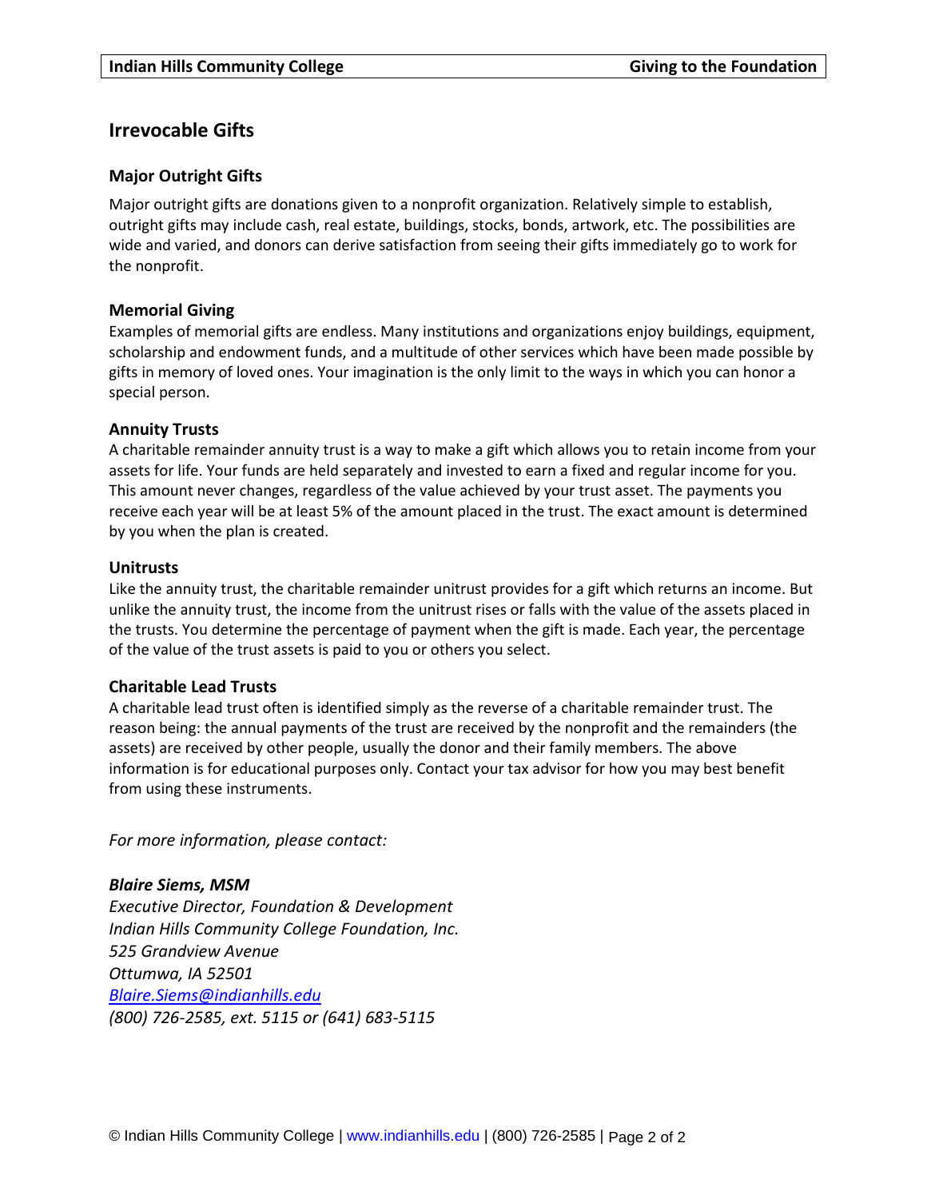# Irrevocable Gifts

### Major Outright Gifts

Major outright gifts are donations given to a nonprofit organization. Relatively simple to establish, outright gifts may include cash, real estate, buildings, stocks, bonds, artwork, etc. The possibilities are wide and varied, and donors can derive satisfaction from seeing their gifts immediately go to work for the nonprofit.

### Memorial Giving

Examples of memorial gifts are endless. Many institutions and organizations enjoy buildings, equipment, scholarship and endowment funds, and a multitude of other services which have been made possible by gifts in memory of loved ones. Your imagination is the only limit to the ways in which you can honor a special person.

### Annuity Trusts

A charitable remainder annuity trust is a way to make a gift which allows you to retain income from your assets for life. Your funds are held separately and invested to earn a fixed and regular income for you. This amount never changes, regardless of the value achieved by your trust asset. The payments you receive each year will be at least 5% of the amount placed in the trust. The exact amount is determined by you when the plan is created.

### Unitrusts

Like the annuity trust, the charitable remainder unitrust provides for a gift which returns an income. But unlike the annuity trust, the income from the unitrust rises or falls with the value of the assets placed in the trusts. You determine the percentage of payment when the gift is made. Each year, the percentage of the value of the trust assets is paid to you or others you select.

### Charitable Lead Trusts

A charitable lead trust often is identified simply as the reverse of a charitable remainder trust. The reason being: the annual payments of the trust are received by the nonprofit and the remainders (the assets) are received by other people, usually the donor and their family members. The above information is for educational purposes only. Contact your tax advisor for how you may best benefit from using these instruments.

*For more information, please contact:*

***Blaire Siems, MSM***
*Executive Director, Foundation & Development*
*Indian Hills Community College Foundation, Inc.*
*525 Grandview Avenue*
*Ottumwa, IA 52501*
*Blaire.Siems@indianhills.edu*
*(800) 726-2585, ext. 5115 or (641) 683-5115*